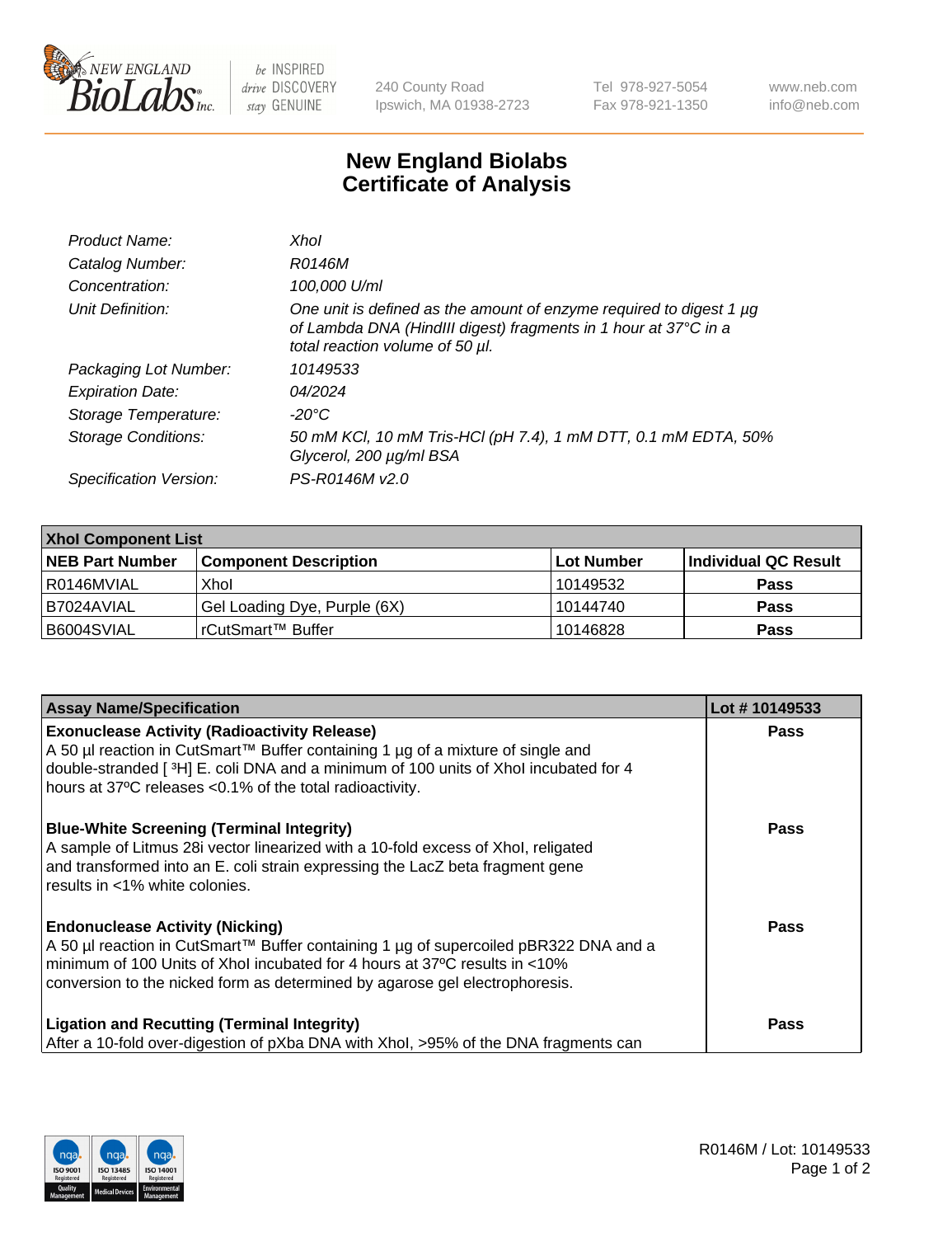240 County Road
Ipswich, MA 01938-2723

Tel 978-927-5054
Fax 978-921-1350

www.neb.com
info@neb.com

# New England Biolabs
# Certificate of Analysis

| | |
|---|---|
| *Product Name:* | *XhoI* |
| *Catalog Number:* | *R0146M* |
| *Concentration:* | *100,000 U/ml* |
| *Unit Definition:* | *One unit is defined as the amount of enzyme required to digest 1 µg of Lambda DNA (HindIII digest) fragments in 1 hour at 37°C in a total reaction volume of 50 µl.* |
| *Packaging Lot Number:* | *10149533* |
| *Expiration Date:* | *04/2024* |
| *Storage Temperature:* | *-20°C* |
| *Storage Conditions:* | *50 mM KCl, 10 mM Tris-HCl (pH 7.4), 1 mM DTT, 0.1 mM EDTA, 50% Glycerol, 200 µg/ml BSA* |
| *Specification Version:* | *PS-R0146M v2.0* |

| XhoI Component List | | | |
|---|---|---|---|
| **NEB Part Number** | **Component Description** | **Lot Number** | **Individual QC Result** |
| R0146MVIAL | XhoI | 10149532 | **Pass** |
| B7024AVIAL | Gel Loading Dye, Purple (6X) | 10144740 | **Pass** |
| B6004SVIAL | rCutSmart™ Buffer | 10146828 | **Pass** |

| Assay Name/Specification | Lot # 10149533 |
|---|---|
| **Exonuclease Activity (Radioactivity Release)**<br>A 50 µl reaction in CutSmart™ Buffer containing 1 µg of a mixture of single and double-stranded [ $^3$H] E. coli DNA and a minimum of 100 units of XhoI incubated for 4 hours at 37ºC releases <0.1% of the total radioactivity. | **Pass** |
| **Blue-White Screening (Terminal Integrity)**<br>A sample of Litmus 28i vector linearized with a 10-fold excess of XhoI, religated and transformed into an E. coli strain expressing the LacZ beta fragment gene results in <1% white colonies. | **Pass** |
| **Endonuclease Activity (Nicking)**<br>A 50 µl reaction in CutSmart™ Buffer containing 1 µg of supercoiled pBR322 DNA and a minimum of 100 Units of XhoI incubated for 4 hours at 37ºC results in <10% conversion to the nicked form as determined by agarose gel electrophoresis. | **Pass** |
| **Ligation and Recutting (Terminal Integrity)**<br>After a 10-fold over-digestion of pXba DNA with XhoI, >95% of the DNA fragments can | **Pass** |

R0146M / Lot: 10149533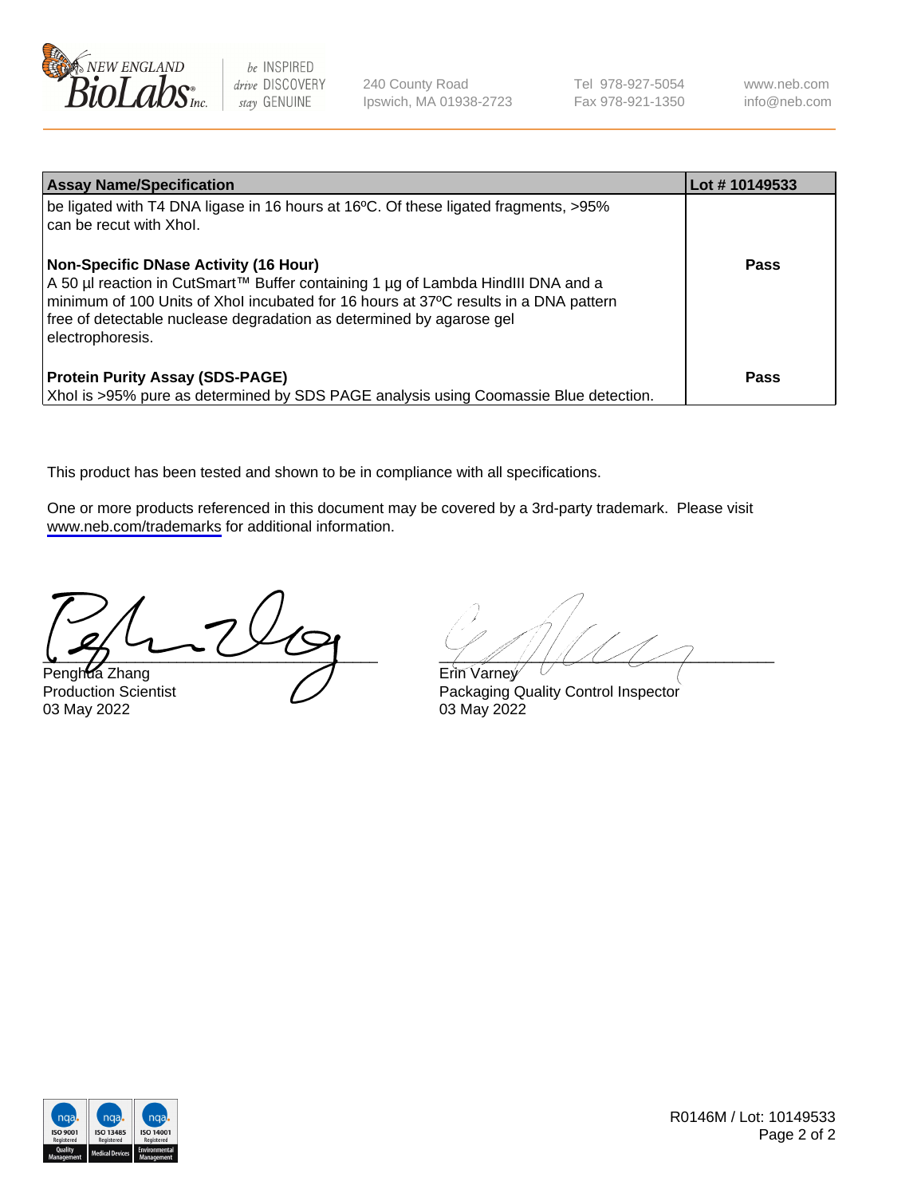| Assay Name/Specification | Lot # 10149533 |
|---|---|
| be ligated with T4 DNA ligase in 16 hours at 16ºC. Of these ligated fragments, >95% can be recut with XhoI. | |
| **Non-Specific DNase Activity (16 Hour)**<br>A 50 µl reaction in CutSmart™ Buffer containing 1 µg of Lambda HindIII DNA and a minimum of 100 Units of XhoI incubated for 16 hours at 37ºC results in a DNA pattern free of detectable nuclease degradation as determined by agarose gel electrophoresis. | **Pass** |
| **Protein Purity Assay (SDS-PAGE)**<br>XhoI is >95% pure as determined by SDS PAGE analysis using Coomassie Blue detection. | **Pass** |

This product has been tested and shown to be in compliance with all specifications.

One or more products referenced in this document may be covered by a 3rd-party trademark. Please visit www.neb.com/trademarks for additional information.

Penghua Zhang
Production Scientist
03 May 2022

Erin Varney
Packaging Quality Control Inspector
03 May 2022

R0146M / Lot: 10149533